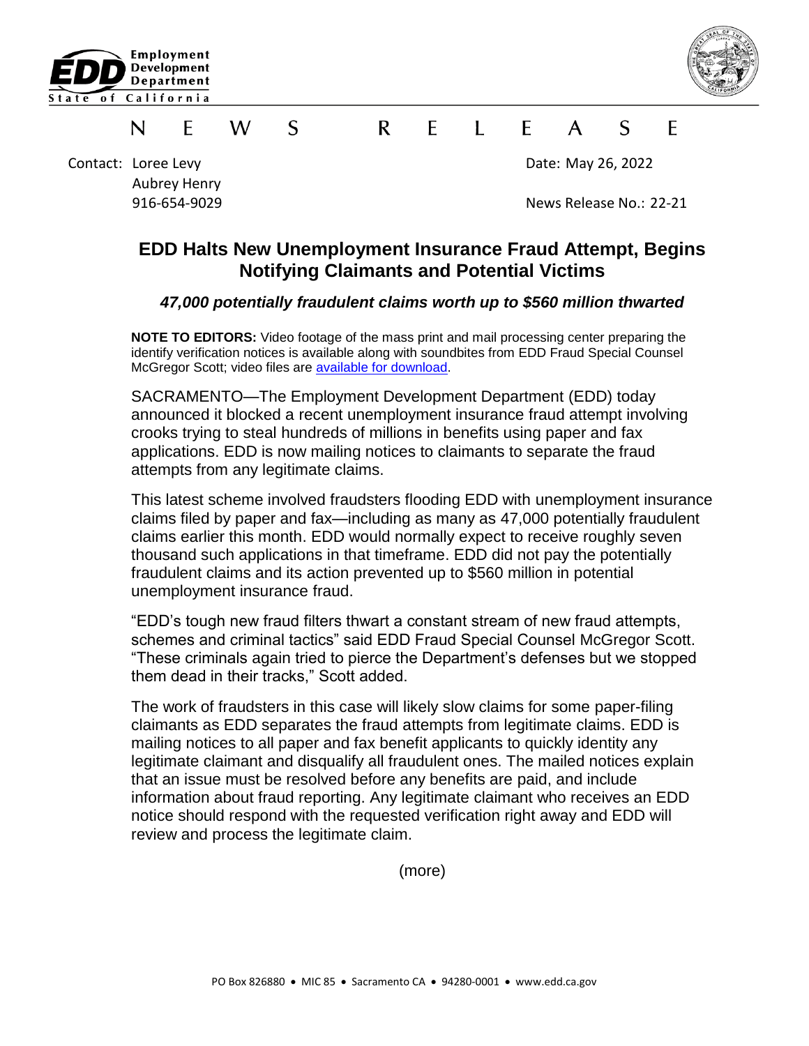Employment Development Department
State of California

N E W S R E L E A S E

Contact: Loree Levy
Aubrey Henry
916-654-9029

Date: May 26, 2022

News Release No.: 22-21

# EDD Halts New Unemployment Insurance Fraud Attempt, Begins Notifying Claimants and Potential Victims

***47,000 potentially fraudulent claims worth up to $560 million thwarted***

**NOTE TO EDITORS:** Video footage of the mass print and mail processing center preparing the identify verification notices is available along with soundbites from EDD Fraud Special Counsel McGregor Scott; video files are available for download.

SACRAMENTO—The Employment Development Department (EDD) today announced it blocked a recent unemployment insurance fraud attempt involving crooks trying to steal hundreds of millions in benefits using paper and fax applications. EDD is now mailing notices to claimants to separate the fraud attempts from any legitimate claims.

This latest scheme involved fraudsters flooding EDD with unemployment insurance claims filed by paper and fax—including as many as 47,000 potentially fraudulent claims earlier this month. EDD would normally expect to receive roughly seven thousand such applications in that timeframe. EDD did not pay the potentially fraudulent claims and its action prevented up to $560 million in potential unemployment insurance fraud.

"EDD's tough new fraud filters thwart a constant stream of new fraud attempts, schemes and criminal tactics" said EDD Fraud Special Counsel McGregor Scott. "These criminals again tried to pierce the Department's defenses but we stopped them dead in their tracks," Scott added.

The work of fraudsters in this case will likely slow claims for some paper-filing claimants as EDD separates the fraud attempts from legitimate claims. EDD is mailing notices to all paper and fax benefit applicants to quickly identity any legitimate claimant and disqualify all fraudulent ones. The mailed notices explain that an issue must be resolved before any benefits are paid, and include information about fraud reporting. Any legitimate claimant who receives an EDD notice should respond with the requested verification right away and EDD will review and process the legitimate claim.

(more)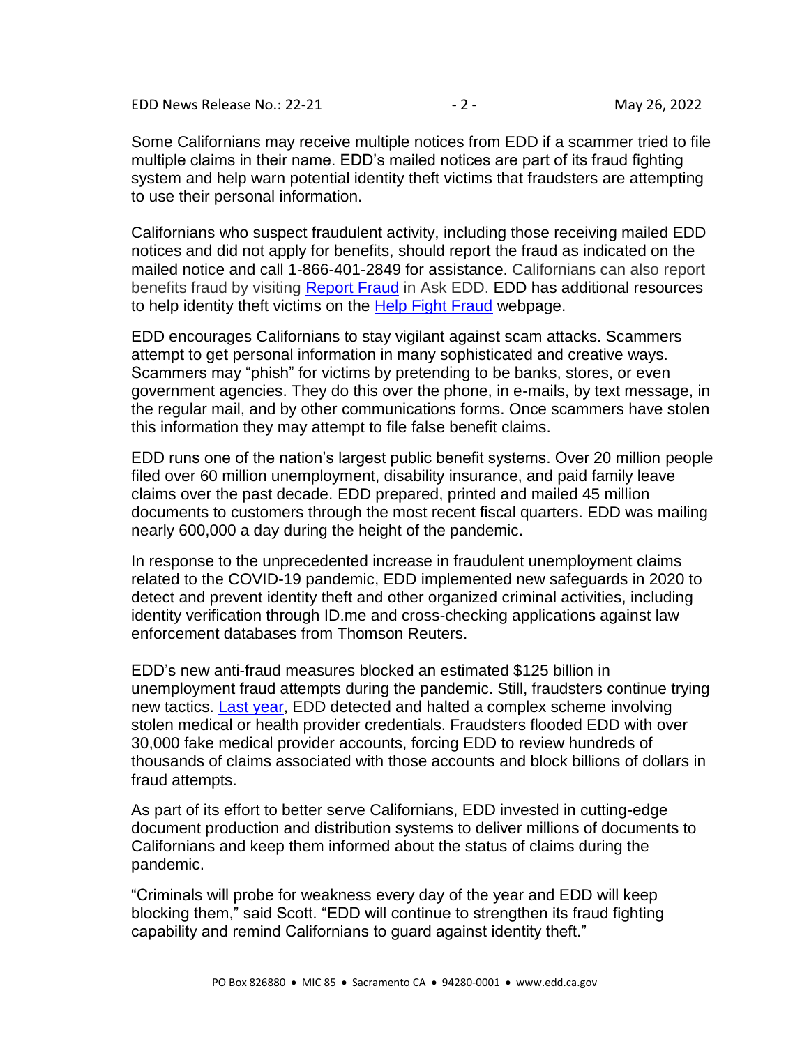Some Californians may receive multiple notices from EDD if a scammer tried to file multiple claims in their name. EDD's mailed notices are part of its fraud fighting system and help warn potential identity theft victims that fraudsters are attempting to use their personal information.

Californians who suspect fraudulent activity, including those receiving mailed EDD notices and did not apply for benefits, should report the fraud as indicated on the mailed notice and call 1-866-401-2849 for assistance. Californians can also report benefits fraud by visiting [Report Fraud](#) in Ask EDD. EDD has additional resources to help identity theft victims on the [Help Fight Fraud](#) webpage.

EDD encourages Californians to stay vigilant against scam attacks. Scammers attempt to get personal information in many sophisticated and creative ways. Scammers may "phish" for victims by pretending to be banks, stores, or even government agencies. They do this over the phone, in e-mails, by text message, in the regular mail, and by other communications forms. Once scammers have stolen this information they may attempt to file false benefit claims.

EDD runs one of the nation's largest public benefit systems. Over 20 million people filed over 60 million unemployment, disability insurance, and paid family leave claims over the past decade. EDD prepared, printed and mailed 45 million documents to customers through the most recent fiscal quarters. EDD was mailing nearly 600,000 a day during the height of the pandemic.

In response to the unprecedented increase in fraudulent unemployment claims related to the COVID-19 pandemic, EDD implemented new safeguards in 2020 to detect and prevent identity theft and other organized criminal activities, including identity verification through ID.me and cross-checking applications against law enforcement databases from Thomson Reuters.

EDD's new anti-fraud measures blocked an estimated $125 billion in unemployment fraud attempts during the pandemic. Still, fraudsters continue trying new tactics. [Last year](#), EDD detected and halted a complex scheme involving stolen medical or health provider credentials. Fraudsters flooded EDD with over 30,000 fake medical provider accounts, forcing EDD to review hundreds of thousands of claims associated with those accounts and block billions of dollars in fraud attempts.

As part of its effort to better serve Californians, EDD invested in cutting-edge document production and distribution systems to deliver millions of documents to Californians and keep them informed about the status of claims during the pandemic.

"Criminals will probe for weakness every day of the year and EDD will keep blocking them," said Scott. "EDD will continue to strengthen its fraud fighting capability and remind Californians to guard against identity theft."